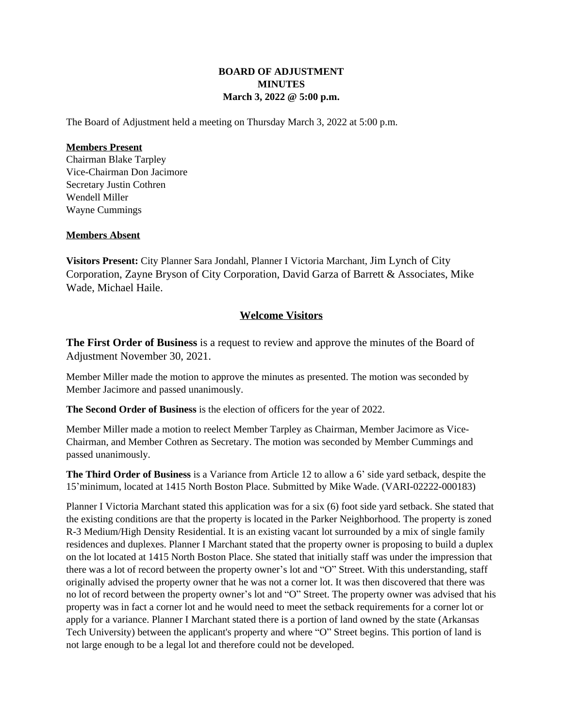**BOARD OF ADJUSTMENT**
**MINUTES**
**March 3, 2022 @ 5:00 p.m.**

The Board of Adjustment held a meeting on Thursday March 3, 2022 at 5:00 p.m.

**Members Present**
Chairman Blake Tarpley
Vice-Chairman Don Jacimore
Secretary Justin Cothren
Wendell Miller
Wayne Cummings

**Members Absent**

**Visitors Present:** City Planner Sara Jondahl, Planner I Victoria Marchant, Jim Lynch of City Corporation, Zayne Bryson of City Corporation, David Garza of Barrett & Associates, Mike Wade, Michael Haile.

## Welcome Visitors

**The First Order of Business** is a request to review and approve the minutes of the Board of Adjustment November 30, 2021.

Member Miller made the motion to approve the minutes as presented. The motion was seconded by Member Jacimore and passed unanimously.

**The Second Order of Business** is the election of officers for the year of 2022.

Member Miller made a motion to reelect Member Tarpley as Chairman, Member Jacimore as Vice-Chairman, and Member Cothren as Secretary. The motion was seconded by Member Cummings and passed unanimously.

**The Third Order of Business** is a Variance from Article 12 to allow a 6' side yard setback, despite the 15'minimum, located at 1415 North Boston Place. Submitted by Mike Wade. (VARI-02222-000183)

Planner I Victoria Marchant stated this application was for a six (6) foot side yard setback. She stated that the existing conditions are that the property is located in the Parker Neighborhood. The property is zoned R-3 Medium/High Density Residential. It is an existing vacant lot surrounded by a mix of single family residences and duplexes. Planner I Marchant stated that the property owner is proposing to build a duplex on the lot located at 1415 North Boston Place. She stated that initially staff was under the impression that there was a lot of record between the property owner's lot and "O" Street. With this understanding, staff originally advised the property owner that he was not a corner lot. It was then discovered that there was no lot of record between the property owner's lot and "O" Street. The property owner was advised that his property was in fact a corner lot and he would need to meet the setback requirements for a corner lot or apply for a variance. Planner I Marchant stated there is a portion of land owned by the state (Arkansas Tech University) between the applicant's property and where "O" Street begins. This portion of land is not large enough to be a legal lot and therefore could not be developed.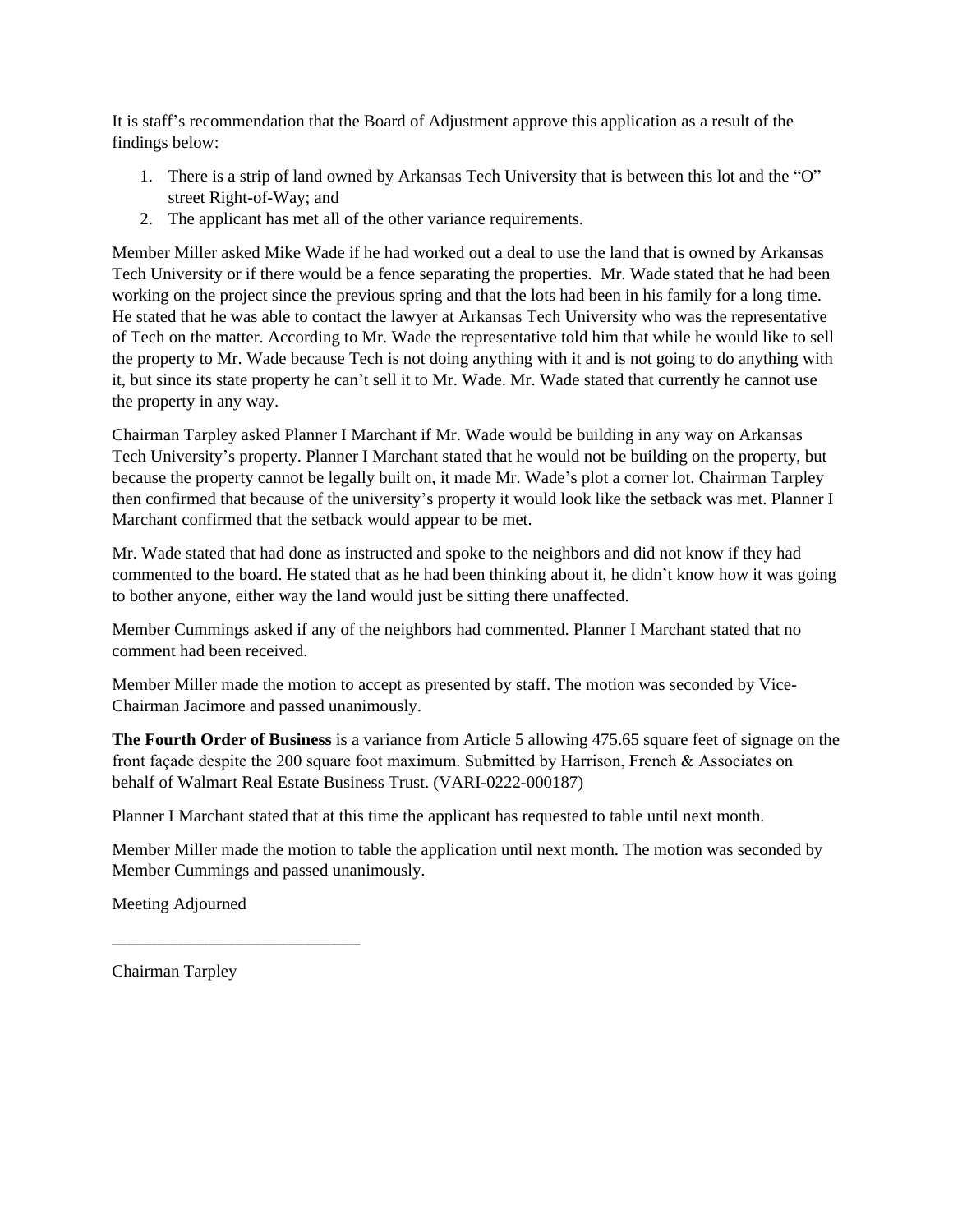It is staff's recommendation that the Board of Adjustment approve this application as a result of the findings below:

1. There is a strip of land owned by Arkansas Tech University that is between this lot and the "O" street Right-of-Way; and
2. The applicant has met all of the other variance requirements.

Member Miller asked Mike Wade if he had worked out a deal to use the land that is owned by Arkansas Tech University or if there would be a fence separating the properties. Mr. Wade stated that he had been working on the project since the previous spring and that the lots had been in his family for a long time. He stated that he was able to contact the lawyer at Arkansas Tech University who was the representative of Tech on the matter. According to Mr. Wade the representative told him that while he would like to sell the property to Mr. Wade because Tech is not doing anything with it and is not going to do anything with it, but since its state property he can't sell it to Mr. Wade. Mr. Wade stated that currently he cannot use the property in any way.

Chairman Tarpley asked Planner I Marchant if Mr. Wade would be building in any way on Arkansas Tech University's property. Planner I Marchant stated that he would not be building on the property, but because the property cannot be legally built on, it made Mr. Wade's plot a corner lot. Chairman Tarpley then confirmed that because of the university's property it would look like the setback was met. Planner I Marchant confirmed that the setback would appear to be met.

Mr. Wade stated that had done as instructed and spoke to the neighbors and did not know if they had commented to the board. He stated that as he had been thinking about it, he didn't know how it was going to bother anyone, either way the land would just be sitting there unaffected.

Member Cummings asked if any of the neighbors had commented. Planner I Marchant stated that no comment had been received.

Member Miller made the motion to accept as presented by staff. The motion was seconded by Vice-Chairman Jacimore and passed unanimously.

**The Fourth Order of Business** is a variance from Article 5 allowing 475.65 square feet of signage on the front façade despite the 200 square foot maximum. Submitted by Harrison, French & Associates on behalf of Walmart Real Estate Business Trust. (VARI-0222-000187)

Planner I Marchant stated that at this time the applicant has requested to table until next month.

Member Miller made the motion to table the application until next month. The motion was seconded by Member Cummings and passed unanimously.

Meeting Adjourned

______________________________

Chairman Tarpley